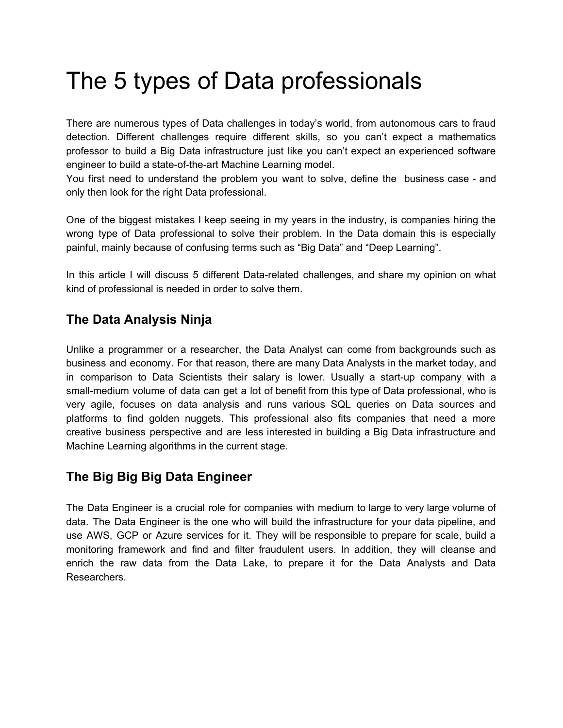# The 5 types of Data professionals

There are numerous types of Data challenges in today's world, from autonomous cars to fraud detection. Different challenges require different skills, so you can't expect a mathematics professor to build a Big Data infrastructure just like you can't expect an experienced software engineer to build a state-of-the-art Machine Learning model.
You first need to understand the problem you want to solve, define the business case - and only then look for the right Data professional.

One of the biggest mistakes I keep seeing in my years in the industry, is companies hiring the wrong type of Data professional to solve their problem. In the Data domain this is especially painful, mainly because of confusing terms such as "Big Data" and "Deep Learning".

In this article I will discuss 5 different Data-related challenges, and share my opinion on what kind of professional is needed in order to solve them.

## The Data Analysis Ninja

Unlike a programmer or a researcher, the Data Analyst can come from backgrounds such as business and economy. For that reason, there are many Data Analysts in the market today, and in comparison to Data Scientists their salary is lower. Usually a start-up company with a small-medium volume of data can get a lot of benefit from this type of Data professional, who is very agile, focuses on data analysis and runs various SQL queries on Data sources and platforms to find golden nuggets. This professional also fits companies that need a more creative business perspective and are less interested in building a Big Data infrastructure and Machine Learning algorithms in the current stage.

## The Big Big Big Data Engineer

The Data Engineer is a crucial role for companies with medium to large to very large volume of data. The Data Engineer is the one who will build the infrastructure for your data pipeline, and use AWS, GCP or Azure services for it. They will be responsible to prepare for scale, build a monitoring framework and find and filter fraudulent users. In addition, they will cleanse and enrich the raw data from the Data Lake, to prepare it for the Data Analysts and Data Researchers.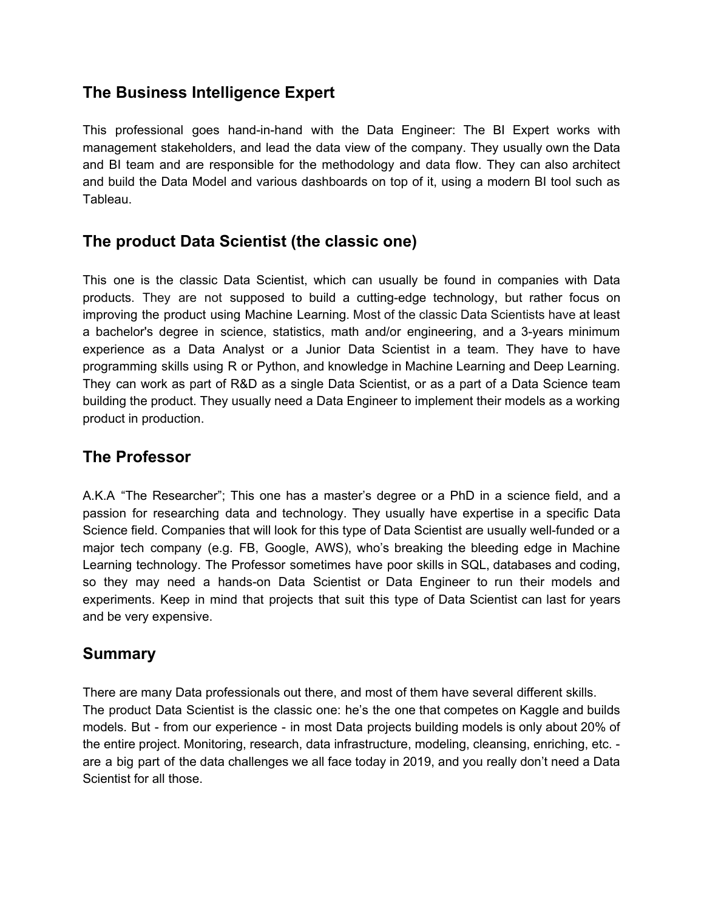## The Business Intelligence Expert

This professional goes hand-in-hand with the Data Engineer: The BI Expert works with management stakeholders, and lead the data view of the company. They usually own the Data and BI team and are responsible for the methodology and data flow. They can also architect and build the Data Model and various dashboards on top of it, using a modern BI tool such as Tableau.

## The product Data Scientist (the classic one)

This one is the classic Data Scientist, which can usually be found in companies with Data products. They are not supposed to build a cutting-edge technology, but rather focus on improving the product using Machine Learning. Most of the classic Data Scientists have at least a bachelor's degree in science, statistics, math and/or engineering, and a 3-years minimum experience as a Data Analyst or a Junior Data Scientist in a team. They have to have programming skills using R or Python, and knowledge in Machine Learning and Deep Learning. They can work as part of R&D as a single Data Scientist, or as a part of a Data Science team building the product. They usually need a Data Engineer to implement their models as a working product in production.

## The Professor

A.K.A "The Researcher"; This one has a master's degree or a PhD in a science field, and a passion for researching data and technology. They usually have expertise in a specific Data Science field. Companies that will look for this type of Data Scientist are usually well-funded or a major tech company (e.g. FB, Google, AWS), who's breaking the bleeding edge in Machine Learning technology. The Professor sometimes have poor skills in SQL, databases and coding, so they may need a hands-on Data Scientist or Data Engineer to run their models and experiments. Keep in mind that projects that suit this type of Data Scientist can last for years and be very expensive.

## Summary

There are many Data professionals out there, and most of them have several different skills.
The product Data Scientist is the classic one: he's the one that competes on Kaggle and builds models. But - from our experience - in most Data projects building models is only about 20% of the entire project. Monitoring, research, data infrastructure, modeling, cleansing, enriching, etc. - are a big part of the data challenges we all face today in 2019, and you really don't need a Data Scientist for all those.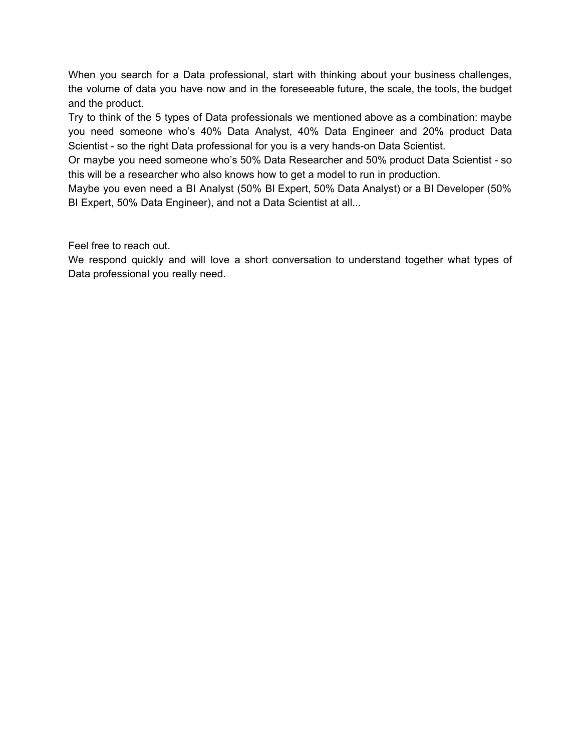When you search for a Data professional, start with thinking about your business challenges, the volume of data you have now and in the foreseeable future, the scale, the tools, the budget and the product.

Try to think of the 5 types of Data professionals we mentioned above as a combination: maybe you need someone who's 40% Data Analyst, 40% Data Engineer and 20% product Data Scientist - so the right Data professional for you is a very hands-on Data Scientist.

Or maybe you need someone who's 50% Data Researcher and 50% product Data Scientist - so this will be a researcher who also knows how to get a model to run in production.

Maybe you even need a BI Analyst (50% BI Expert, 50% Data Analyst) or a BI Developer (50% BI Expert, 50% Data Engineer), and not a Data Scientist at all...

Feel free to reach out.

We respond quickly and will love a short conversation to understand together what types of Data professional you really need.